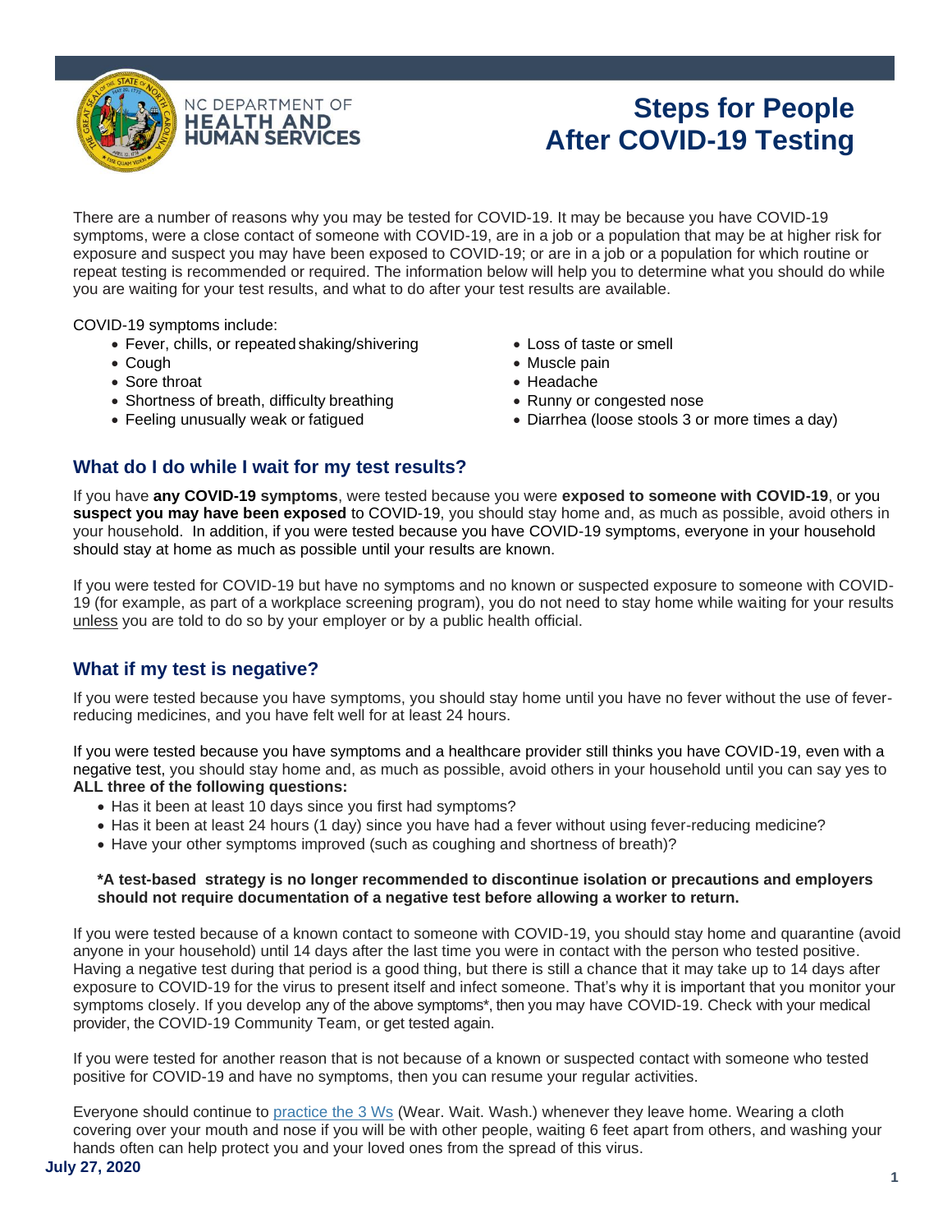NC DEPARTMENT OF HEALTH AND HUMAN SERVICES

# Steps for People After COVID-19 Testing

There are a number of reasons why you may be tested for COVID-19. It may be because you have COVID-19 symptoms, were a close contact of someone with COVID-19, are in a job or a population that may be at higher risk for exposure and suspect you may have been exposed to COVID-19; or are in a job or a population for which routine or repeat testing is recommended or required. The information below will help you to determine what you should do while you are waiting for your test results, and what to do after your test results are available.

COVID-19 symptoms include:

- Fever, chills, or repeated shaking/shivering
- Cough
- Sore throat
- Shortness of breath, difficulty breathing
- Feeling unusually weak or fatigued
- Loss of taste or smell
- Muscle pain
- Headache
- Runny or congested nose
- Diarrhea (loose stools 3 or more times a day)

## What do I do while I wait for my test results?

If you have **any COVID-19 symptoms**, were tested because you were **exposed to someone with COVID-19**, or you **suspect you may have been exposed** to COVID-19, you should stay home and, as much as possible, avoid others in your household. In addition, if you were tested because you have COVID-19 symptoms, everyone in your household should stay at home as much as possible until your results are known.

If you were tested for COVID-19 but have no symptoms and no known or suspected exposure to someone with COVID-19 (for example, as part of a workplace screening program), you do not need to stay home while waiting for your results unless you are told to do so by your employer or by a public health official.

## What if my test is negative?

If you were tested because you have symptoms, you should stay home until you have no fever without the use of fever-reducing medicines, and you have felt well for at least 24 hours.

If you were tested because you have symptoms and a healthcare provider still thinks you have COVID-19, even with a negative test, you should stay home and, as much as possible, avoid others in your household until you can say yes to **ALL three of the following questions:**

- Has it been at least 10 days since you first had symptoms?
- Has it been at least 24 hours (1 day) since you have had a fever without using fever-reducing medicine?
- Have your other symptoms improved (such as coughing and shortness of breath)?

**\*A test-based strategy is no longer recommended to discontinue isolation or precautions and employers should not require documentation of a negative test before allowing a worker to return.**

If you were tested because of a known contact to someone with COVID-19, you should stay home and quarantine (avoid anyone in your household) until 14 days after the last time you were in contact with the person who tested positive. Having a negative test during that period is a good thing, but there is still a chance that it may take up to 14 days after exposure to COVID-19 for the virus to present itself and infect someone. That's why it is important that you monitor your symptoms closely. If you develop any of the above symptoms*, then you may have COVID-19. Check with your medical provider, the COVID-19 Community Team, or get tested again.

If you were tested for another reason that is not because of a known or suspected contact with someone who tested positive for COVID-19 and have no symptoms, then you can resume your regular activities.

Everyone should continue to practice the 3 Ws (Wear. Wait. Wash.) whenever they leave home. Wearing a cloth covering over your mouth and nose if you will be with other people, waiting 6 feet apart from others, and washing your hands often can help protect you and your loved ones from the spread of this virus.

**July 27, 2020**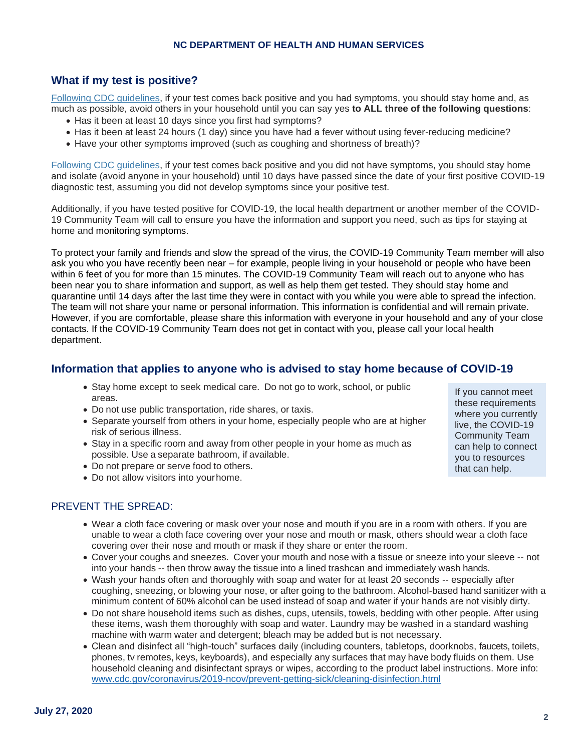## What if my test is positive?

[Following CDC guidelines](#), if your test comes back positive and you had symptoms, you should stay home and, as much as possible, avoid others in your household until you can say yes **to ALL three of the following questions**:

- Has it been at least 10 days since you first had symptoms?
- Has it been at least 24 hours (1 day) since you have had a fever without using fever-reducing medicine?
- Have your other symptoms improved (such as coughing and shortness of breath)?

[Following CDC guidelines](#), if your test comes back positive and you did not have symptoms, you should stay home and isolate (avoid anyone in your household) until 10 days have passed since the date of your first positive COVID-19 diagnostic test, assuming you did not develop symptoms since your positive test.

Additionally, if you have tested positive for COVID-19, the local health department or another member of the COVID-19 Community Team will call to ensure you have the information and support you need, such as tips for staying at home and monitoring symptoms.

To protect your family and friends and slow the spread of the virus, the COVID-19 Community Team member will also ask you who you have recently been near – for example, people living in your household or people who have been within 6 feet of you for more than 15 minutes. The COVID-19 Community Team will reach out to anyone who has been near you to share information and support, as well as help them get tested. They should stay home and quarantine until 14 days after the last time they were in contact with you while you were able to spread the infection. The team will not share your name or personal information. This information is confidential and will remain private. However, if you are comfortable, please share this information with everyone in your household and any of your close contacts. If the COVID-19 Community Team does not get in contact with you, please call your local health department.

## Information that applies to anyone who is advised to stay home because of COVID-19

- Stay home except to seek medical care. Do not go to work, school, or public areas.
- Do not use public transportation, ride shares, or taxis.
- Separate yourself from others in your home, especially people who are at higher risk of serious illness.
- Stay in a specific room and away from other people in your home as much as possible. Use a separate bathroom, if available.
- Do not prepare or serve food to others.
- Do not allow visitors into your home.

If you cannot meet these requirements where you currently live, the COVID-19 Community Team can help to connect you to resources that can help.

### PREVENT THE SPREAD:

- Wear a cloth face covering or mask over your nose and mouth if you are in a room with others. If you are unable to wear a cloth face covering over your nose and mouth or mask, others should wear a cloth face covering over their nose and mouth or mask if they share or enter the room.
- Cover your coughs and sneezes. Cover your mouth and nose with a tissue or sneeze into your sleeve -- not into your hands -- then throw away the tissue into a lined trashcan and immediately wash hands.
- Wash your hands often and thoroughly with soap and water for at least 20 seconds -- especially after coughing, sneezing, or blowing your nose, or after going to the bathroom. Alcohol-based hand sanitizer with a minimum content of 60% alcohol can be used instead of soap and water if your hands are not visibly dirty.
- Do not share household items such as dishes, cups, utensils, towels, bedding with other people. After using these items, wash them thoroughly with soap and water. Laundry may be washed in a standard washing machine with warm water and detergent; bleach may be added but is not necessary.
- Clean and disinfect all "high-touch" surfaces daily (including counters, tabletops, doorknobs, faucets, toilets, phones, tv remotes, keys, keyboards), and especially any surfaces that may have body fluids on them. Use household cleaning and disinfectant sprays or wipes, according to the product label instructions. More info: [www.cdc.gov/coronavirus/2019-ncov/prevent-getting-sick/cleaning-disinfection.html](https://www.cdc.gov/coronavirus/2019-ncov/prevent-getting-sick/cleaning-disinfection.html)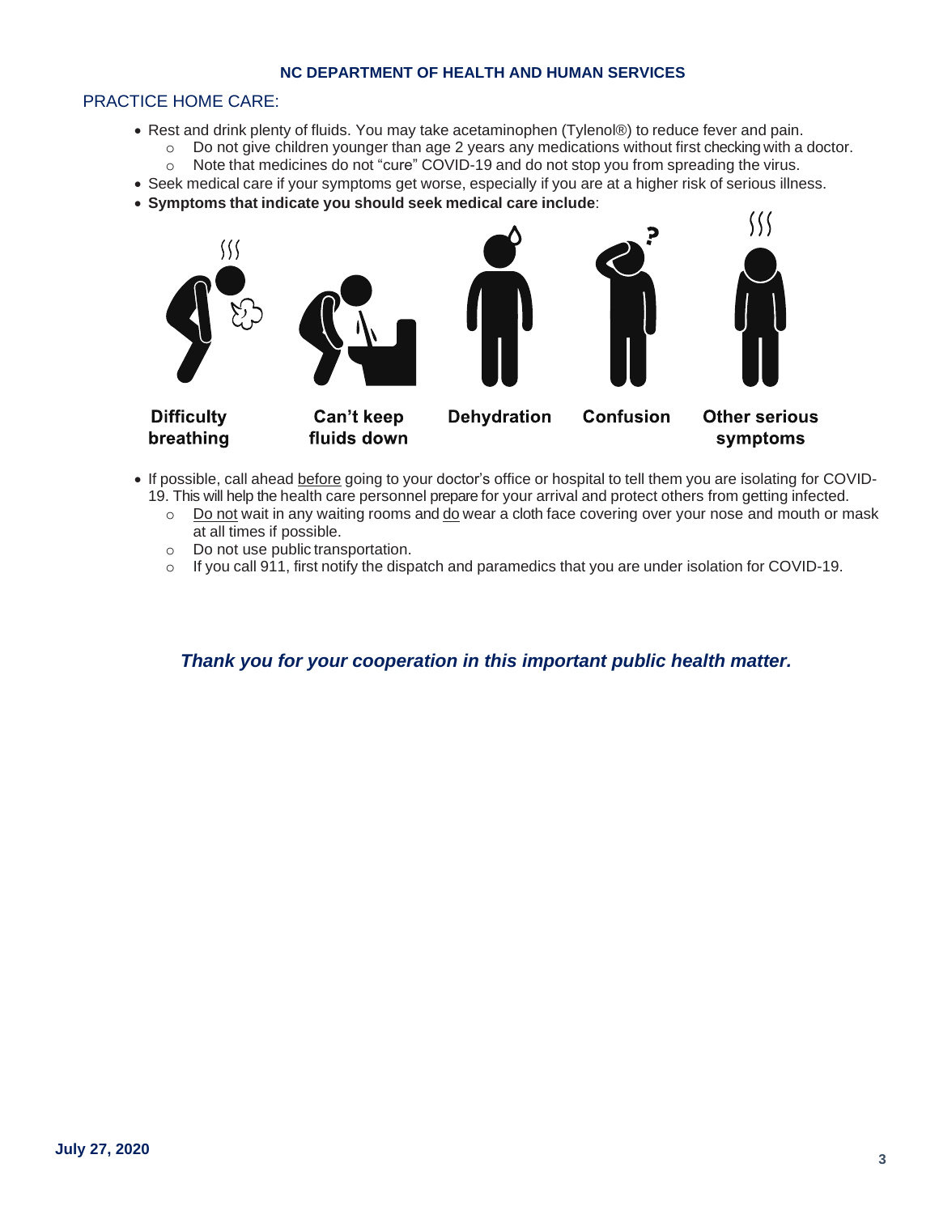## PRACTICE HOME CARE:

- Rest and drink plenty of fluids. You may take acetaminophen (Tylenol®) to reduce fever and pain.
  - Do not give children younger than age 2 years any medications without first checking with a doctor.
  - Note that medicines do not "cure" COVID-19 and do not stop you from spreading the virus.
- Seek medical care if your symptoms get worse, especially if you are at a higher risk of serious illness.
- **Symptoms that indicate you should seek medical care include**:

**Difficulty breathing**

**Can't keep fluids down**

**Dehydration**

**Confusion**

**Other serious symptoms**

- If possible, call ahead before going to your doctor's office or hospital to tell them you are isolating for COVID-19. This will help the health care personnel prepare for your arrival and protect others from getting infected.
  - Do not wait in any waiting rooms and do wear a cloth face covering over your nose and mouth or mask at all times if possible.
  - Do not use public transportation.
  - If you call 911, first notify the dispatch and paramedics that you are under isolation for COVID-19.

***Thank you for your cooperation in this important public health matter.***

**July 27, 2020**